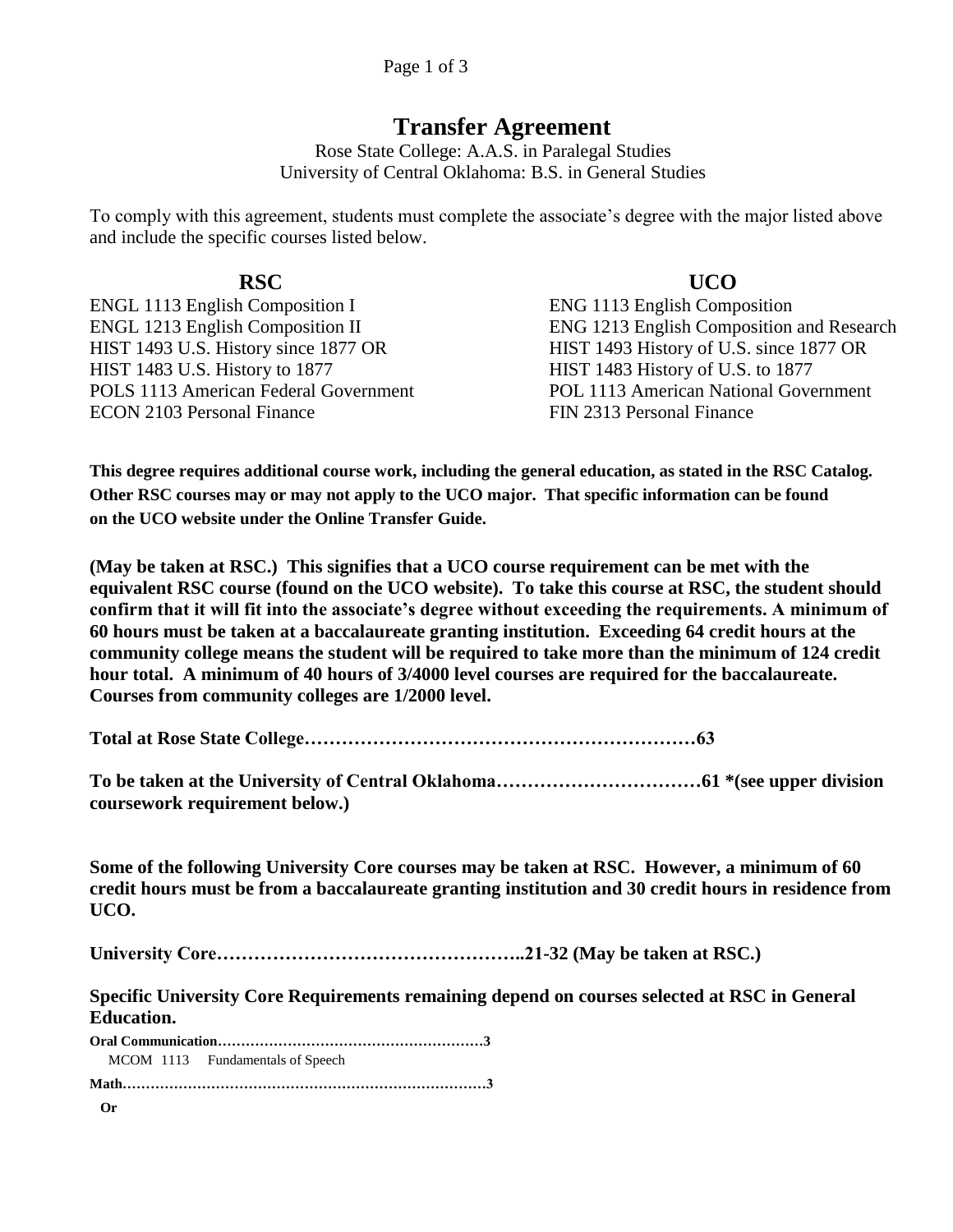# Transfer Agreement

Rose State College: A.A.S. in Paralegal Studies
University of Central Oklahoma: B.S. in General Studies

To comply with this agreement, students must complete the associate's degree with the major listed above and include the specific courses listed below.

| RSC | UCO |
|---|---|
| ENGL 1113 English Composition I | ENG 1113 English Composition |
| ENGL 1213 English Composition II | ENG 1213 English Composition and Research |
| HIST 1493 U.S. History since 1877 OR | HIST 1493 History of U.S. since 1877 OR |
| HIST 1483 U.S. History to 1877 | HIST 1483 History of U.S. to 1877 |
| POLS 1113 American Federal Government | POL 1113 American National Government |
| ECON 2103 Personal Finance | FIN 2313 Personal Finance |

**This degree requires additional course work, including the general education, as stated in the RSC Catalog. Other RSC courses may or may not apply to the UCO major. That specific information can be found on the UCO website under the Online Transfer Guide.**

**(May be taken at RSC.) This signifies that a UCO course requirement can be met with the equivalent RSC course (found on the UCO website). To take this course at RSC, the student should confirm that it will fit into the associate's degree without exceeding the requirements. A minimum of 60 hours must be taken at a baccalaureate granting institution. Exceeding 64 credit hours at the community college means the student will be required to take more than the minimum of 124 credit hour total. A minimum of 40 hours of 3/4000 level courses are required for the baccalaureate. Courses from community colleges are 1/2000 level.**

**Total at Rose State College……………………………………………………63**

**To be taken at the University of Central Oklahoma……………………………61 *(see upper division coursework requirement below.)**

**Some of the following University Core courses may be taken at RSC. However, a minimum of 60 credit hours must be from a baccalaureate granting institution and 30 credit hours in residence from UCO.**

**University Core…………………………………………..21-32 (May be taken at RSC.)**

**Specific University Core Requirements remaining depend on courses selected at RSC in General Education.**

**Oral Communication…………………………………………………3**

MCOM 1113 Fundamentals of Speech

**Math……………………………………………………………………3**

**Or**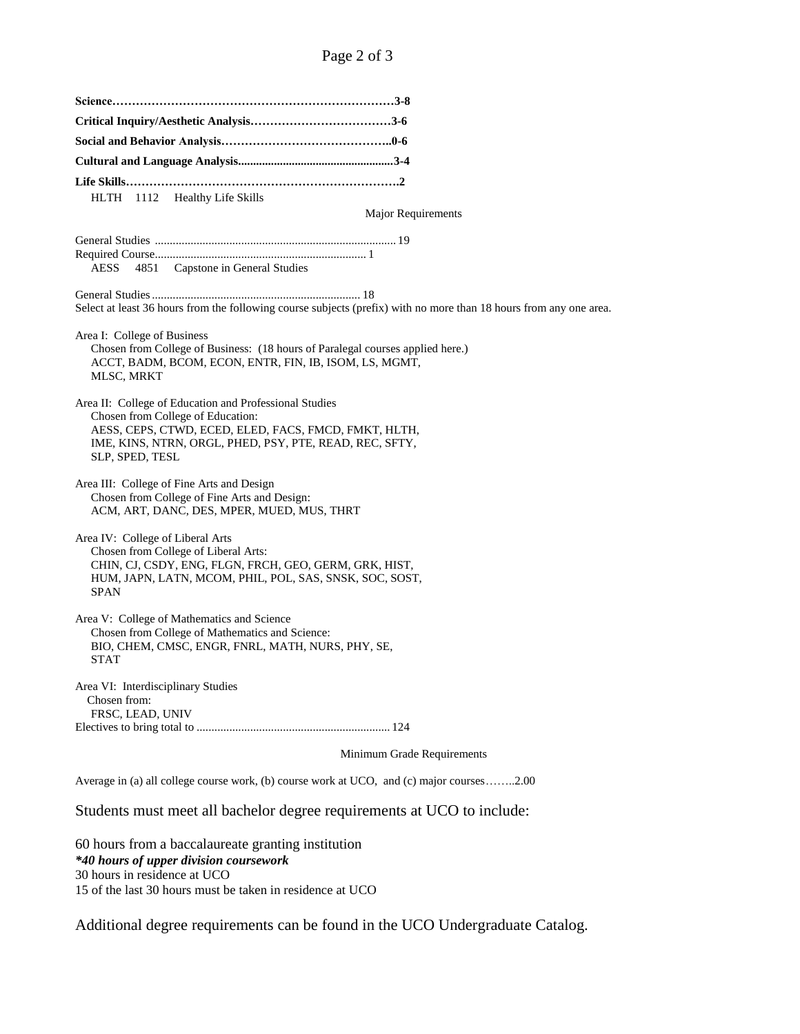**Science……………………………………………………………3-8**

**Critical Inquiry/Aesthetic Analysis………………………………3-6**

**Social and Behavior Analysis……………………………………..0-6**

**Cultural and Language Analysis...................................................3-4**

**Life Skills…………………………………………………………….2**

HLTH 1112 Healthy Life Skills

Major Requirements

General Studies ................................................................................ 19
Required Course...................................................................... 1
AESS 4851 Capstone in General Studies

General Studies ..................................................................... 18
Select at least 36 hours from the following course subjects (prefix) with no more than 18 hours from any one area.

Area I: College of Business
Chosen from College of Business: (18 hours of Paralegal courses applied here.)
ACCT, BADM, BCOM, ECON, ENTR, FIN, IB, ISOM, LS, MGMT, MLSC, MRKT

Area II: College of Education and Professional Studies
Chosen from College of Education:
AESS, CEPS, CTWD, ECED, ELED, FACS, FMCD, FMKT, HLTH, IME, KINS, NTRN, ORGL, PHED, PSY, PTE, READ, REC, SFTY, SLP, SPED, TESL

Area III: College of Fine Arts and Design
Chosen from College of Fine Arts and Design:
ACM, ART, DANC, DES, MPER, MUED, MUS, THRT

Area IV: College of Liberal Arts
Chosen from College of Liberal Arts:
CHIN, CJ, CSDY, ENG, FLGN, FRCH, GEO, GERM, GRK, HIST, HUM, JAPN, LATN, MCOM, PHIL, POL, SAS, SNSK, SOC, SOST, SPAN

Area V: College of Mathematics and Science
Chosen from College of Mathematics and Science:
BIO, CHEM, CMSC, ENGR, FNRL, MATH, NURS, PHY, SE, STAT

Area VI: Interdisciplinary Studies
Chosen from:
FRSC, LEAD, UNIV
Electives to bring total to ................................................................ 124

Minimum Grade Requirements

Average in (a) all college course work, (b) course work at UCO, and (c) major courses……..2.00

Students must meet all bachelor degree requirements at UCO to include:

60 hours from a baccalaureate granting institution
***40 hours of upper division coursework***
30 hours in residence at UCO
15 of the last 30 hours must be taken in residence at UCO

Additional degree requirements can be found in the UCO Undergraduate Catalog.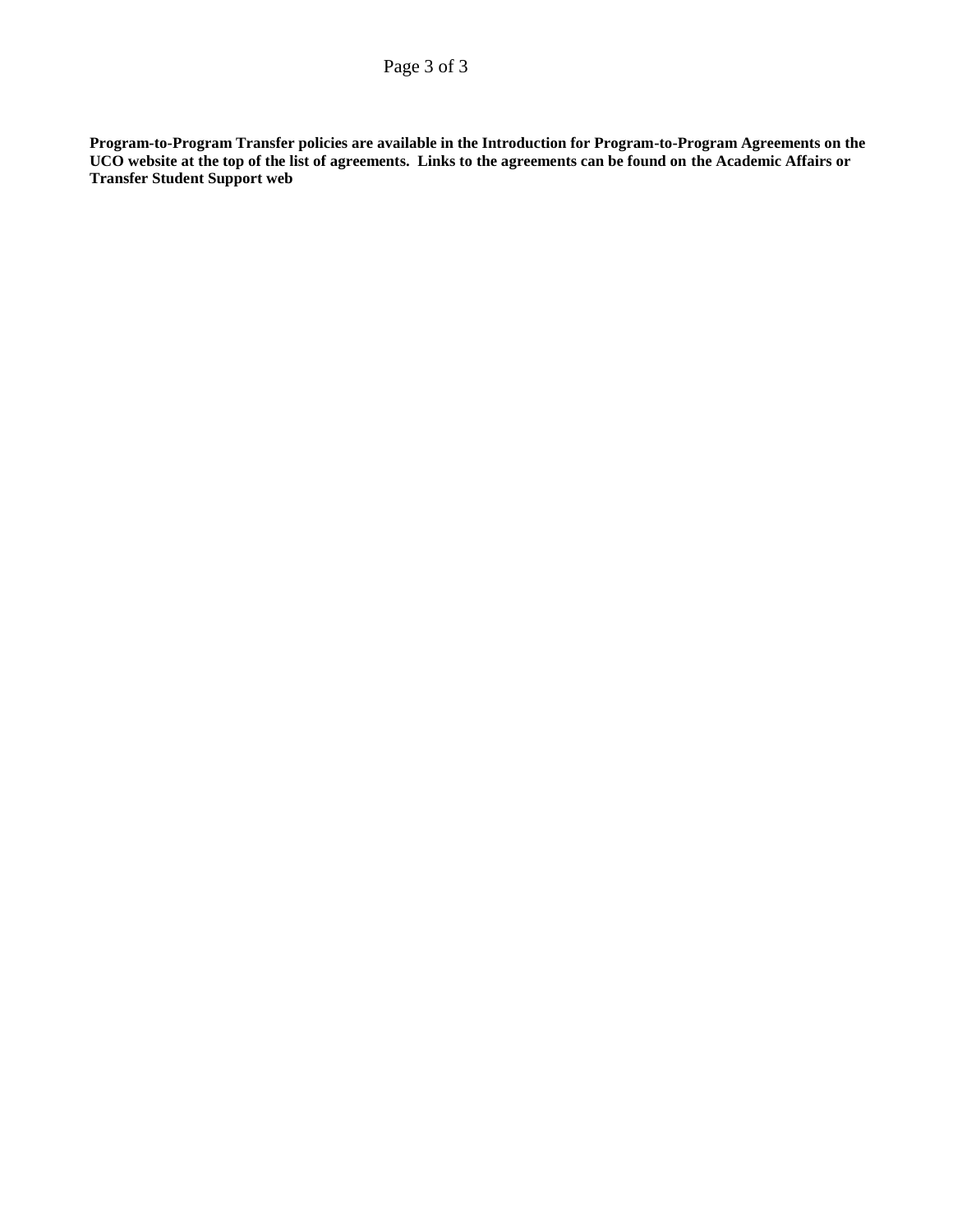**Program-to-Program Transfer policies are available in the Introduction for Program-to-Program Agreements on the UCO website at the top of the list of agreements. Links to the agreements can be found on the Academic Affairs or Transfer Student Support web**